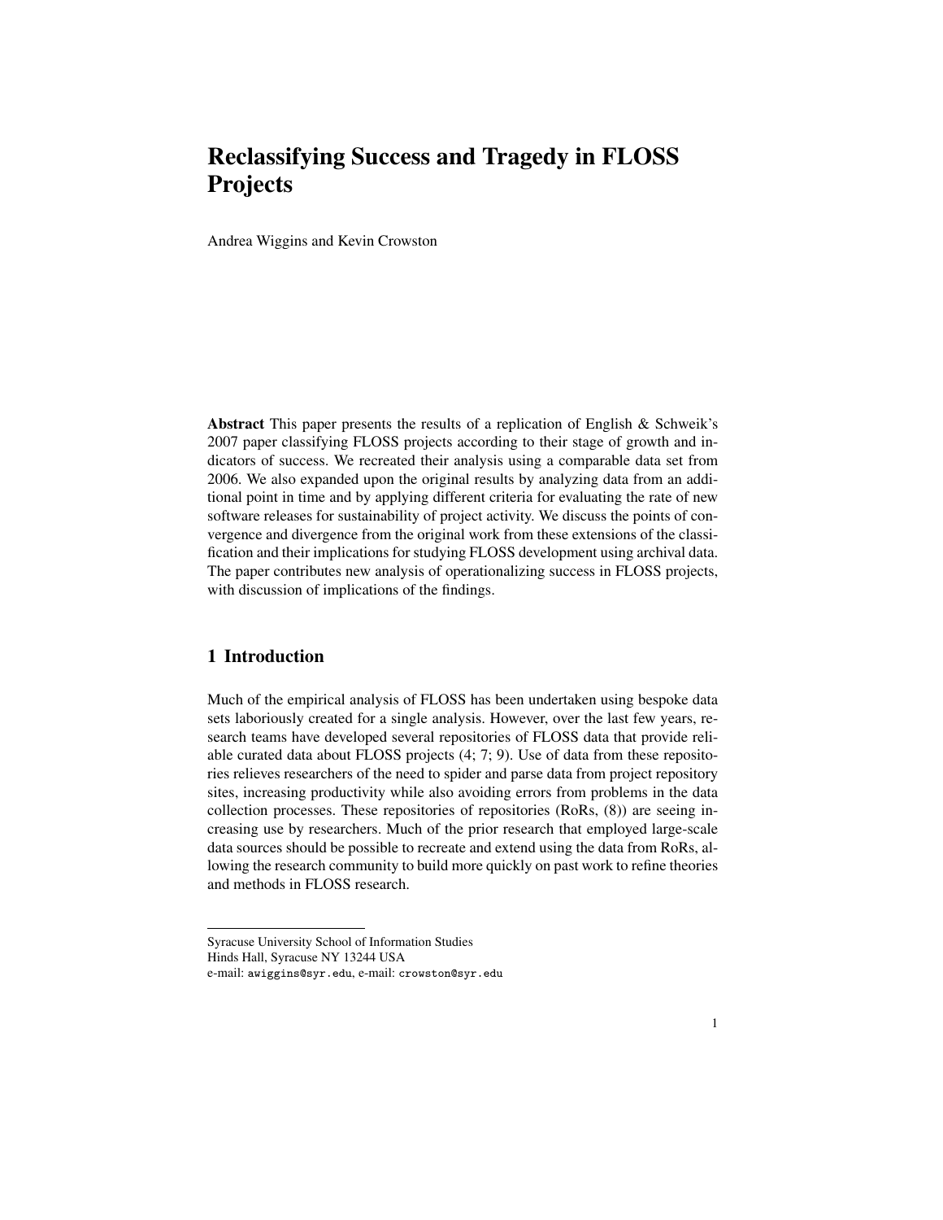# Reclassifying Success and Tragedy in FLOSS Projects

Andrea Wiggins and Kevin Crowston

**Abstract** This paper presents the results of a replication of English & Schweik's 2007 paper classifying FLOSS projects according to their stage of growth and indicators of success. We recreated their analysis using a comparable data set from 2006. We also expanded upon the original results by analyzing data from an additional point in time and by applying different criteria for evaluating the rate of new software releases for sustainability of project activity. We discuss the points of convergence and divergence from the original work from these extensions of the classification and their implications for studying FLOSS development using archival data. The paper contributes new analysis of operationalizing success in FLOSS projects, with discussion of implications of the findings.

## 1 Introduction

Much of the empirical analysis of FLOSS has been undertaken using bespoke data sets laboriously created for a single analysis. However, over the last few years, research teams have developed several repositories of FLOSS data that provide reliable curated data about FLOSS projects (4; 7; 9). Use of data from these repositories relieves researchers of the need to spider and parse data from project repository sites, increasing productivity while also avoiding errors from problems in the data collection processes. These repositories of repositories (RoRs, (8)) are seeing increasing use by researchers. Much of the prior research that employed large-scale data sources should be possible to recreate and extend using the data from RoRs, allowing the research community to build more quickly on past work to refine theories and methods in FLOSS research.

---

Syracuse University School of Information Studies
Hinds Hall, Syracuse NY 13244 USA
e-mail: awiggins@syr.edu, e-mail: crowston@syr.edu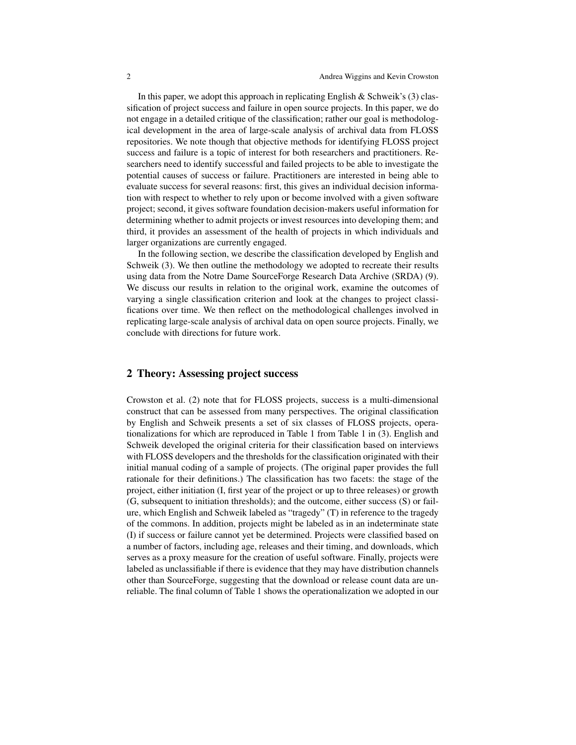In this paper, we adopt this approach in replicating English & Schweik's (3) classification of project success and failure in open source projects. In this paper, we do not engage in a detailed critique of the classification; rather our goal is methodological development in the area of large-scale analysis of archival data from FLOSS repositories. We note though that objective methods for identifying FLOSS project success and failure is a topic of interest for both researchers and practitioners. Researchers need to identify successful and failed projects to be able to investigate the potential causes of success or failure. Practitioners are interested in being able to evaluate success for several reasons: first, this gives an individual decision information with respect to whether to rely upon or become involved with a given software project; second, it gives software foundation decision-makers useful information for determining whether to admit projects or invest resources into developing them; and third, it provides an assessment of the health of projects in which individuals and larger organizations are currently engaged.

In the following section, we describe the classification developed by English and Schweik (3). We then outline the methodology we adopted to recreate their results using data from the Notre Dame SourceForge Research Data Archive (SRDA) (9). We discuss our results in relation to the original work, examine the outcomes of varying a single classification criterion and look at the changes to project classifications over time. We then reflect on the methodological challenges involved in replicating large-scale analysis of archival data on open source projects. Finally, we conclude with directions for future work.

## 2 Theory: Assessing project success

Crowston et al. (2) note that for FLOSS projects, success is a multi-dimensional construct that can be assessed from many perspectives. The original classification by English and Schweik presents a set of six classes of FLOSS projects, operationalizations for which are reproduced in Table 1 from Table 1 in (3). English and Schweik developed the original criteria for their classification based on interviews with FLOSS developers and the thresholds for the classification originated with their initial manual coding of a sample of projects. (The original paper provides the full rationale for their definitions.) The classification has two facets: the stage of the project, either initiation (I, first year of the project or up to three releases) or growth (G, subsequent to initiation thresholds); and the outcome, either success (S) or failure, which English and Schweik labeled as "tragedy" (T) in reference to the tragedy of the commons. In addition, projects might be labeled as in an indeterminate state (I) if success or failure cannot yet be determined. Projects were classified based on a number of factors, including age, releases and their timing, and downloads, which serves as a proxy measure for the creation of useful software. Finally, projects were labeled as unclassifiable if there is evidence that they may have distribution channels other than SourceForge, suggesting that the download or release count data are unreliable. The final column of Table 1 shows the operationalization we adopted in our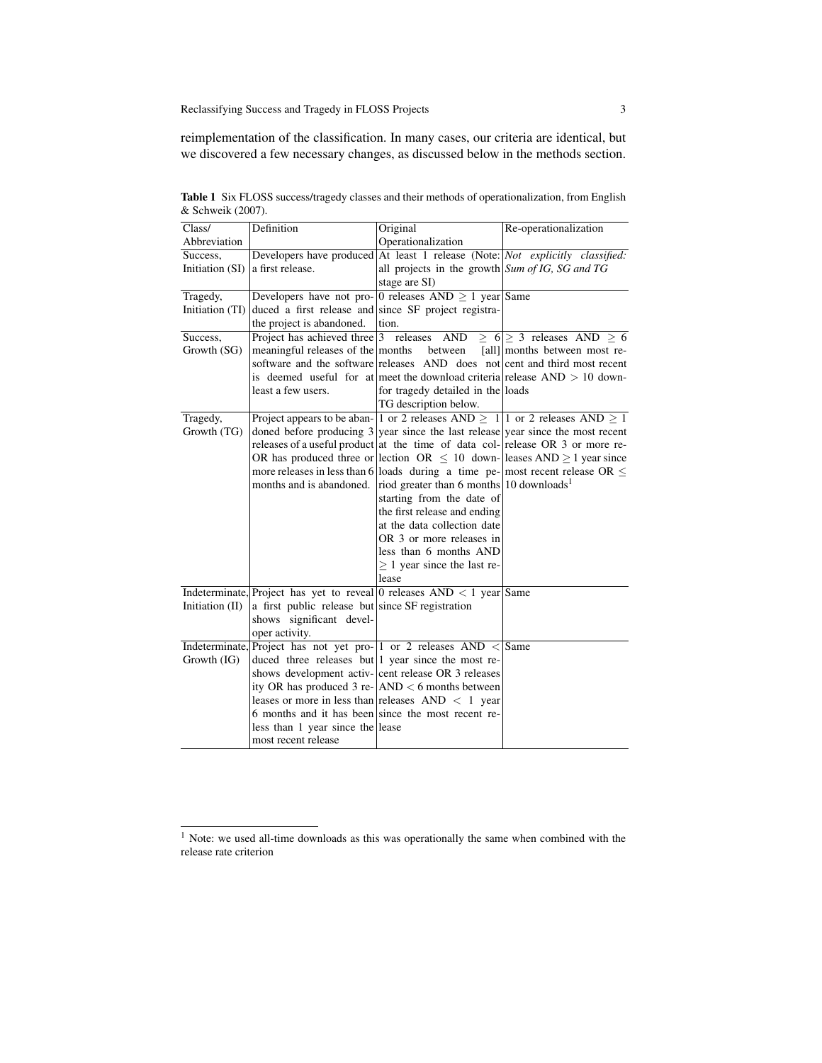reimplementation of the classification. In many cases, our criteria are identical, but we discovered a few necessary changes, as discussed below in the methods section.

**Table 1** Six FLOSS success/tragedy classes and their methods of operationalization, from English & Schweik (2007).

| Class/ Abbreviation | Definition | Original Operationalization | Re-operationalization |
|---|---|---|---|
| Success, Initiation (SI) | Developers have produced a first release. | At least 1 release (Note: all projects in the growth stage are SI) | *Not explicitly classified: Sum of IG, SG and TG* |
| Tragedy, Initiation (TI) | Developers have not produced a first release and the project is abandoned. | 0 releases AND $\geq 1$ year since SF project registration. | Same |
| Success, Growth (SG) | Project has achieved three meaningful releases of the software and the software is deemed useful for at least a few users. | 3 releases AND $\geq 6$ months between [all] releases AND does not meet the download criteria for tragedy detailed in the TG description below. | $\geq 3$ releases AND $\geq 6$ months between most recent and third most recent release AND $> 10$ downloads |
| Tragedy, Growth (TG) | Project appears to be abandoned before producing 3 releases of a useful product OR has produced three or more releases in less than 6 months and is abandoned. | 1 or 2 releases AND $\geq 1$ year since the last release at the time of data collection OR $\leq 10$ downloads during a time period greater than 6 months starting from the date of the first release and ending at the data collection date OR 3 or more releases in less than 6 months AND $\geq 1$ year since the last release | 1 or 2 releases AND $\geq 1$ year since the most recent release OR 3 or more releases AND $\geq 1$ year since most recent release OR $\leq 10$ downloads[1] |
| Indeterminate, Initiation (II) | Project has yet to reveal a first public release but shows significant developer activity. | 0 releases AND $< 1$ year since SF registration | Same |
| Indeterminate, Growth (IG) | Project has not yet produced three releases but shows development activity OR has produced 3 releases or more in less than 6 months and it has been less than 1 year since the most recent release | 1 or 2 releases AND $<$ 1 year since the most recent release OR 3 releases AND $< 6$ months between releases AND $< 1$ year since the most recent release | Same |

[1] Note: we used all-time downloads as this was operationally the same when combined with the release rate criterion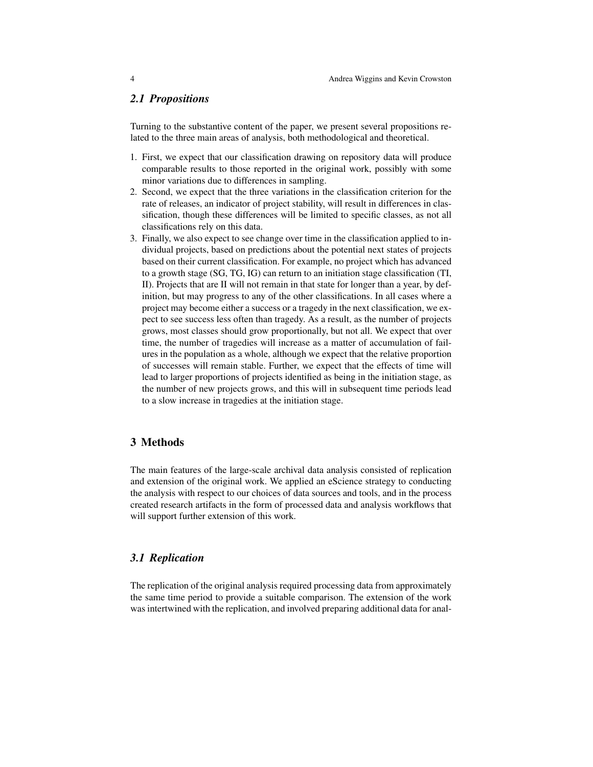### 2.1 Propositions

Turning to the substantive content of the paper, we present several propositions related to the three main areas of analysis, both methodological and theoretical.

1. First, we expect that our classification drawing on repository data will produce comparable results to those reported in the original work, possibly with some minor variations due to differences in sampling.
2. Second, we expect that the three variations in the classification criterion for the rate of releases, an indicator of project stability, will result in differences in classification, though these differences will be limited to specific classes, as not all classifications rely on this data.
3. Finally, we also expect to see change over time in the classification applied to individual projects, based on predictions about the potential next states of projects based on their current classification. For example, no project which has advanced to a growth stage (SG, TG, IG) can return to an initiation stage classification (TI, II). Projects that are II will not remain in that state for longer than a year, by definition, but may progress to any of the other classifications. In all cases where a project may become either a success or a tragedy in the next classification, we expect to see success less often than tragedy. As a result, as the number of projects grows, most classes should grow proportionally, but not all. We expect that over time, the number of tragedies will increase as a matter of accumulation of failures in the population as a whole, although we expect that the relative proportion of successes will remain stable. Further, we expect that the effects of time will lead to larger proportions of projects identified as being in the initiation stage, as the number of new projects grows, and this will in subsequent time periods lead to a slow increase in tragedies at the initiation stage.

## 3 Methods

The main features of the large-scale archival data analysis consisted of replication and extension of the original work. We applied an eScience strategy to conducting the analysis with respect to our choices of data sources and tools, and in the process created research artifacts in the form of processed data and analysis workflows that will support further extension of this work.

### 3.1 Replication

The replication of the original analysis required processing data from approximately the same time period to provide a suitable comparison. The extension of the work was intertwined with the replication, and involved preparing additional data for anal-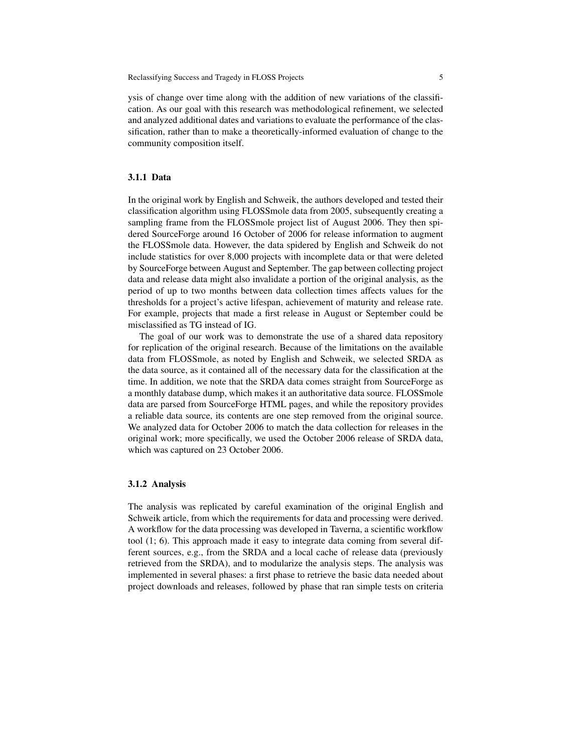ysis of change over time along with the addition of new variations of the classification. As our goal with this research was methodological refinement, we selected and analyzed additional dates and variations to evaluate the performance of the classification, rather than to make a theoretically-informed evaluation of change to the community composition itself.

### 3.1.1 Data

In the original work by English and Schweik, the authors developed and tested their classification algorithm using FLOSSmole data from 2005, subsequently creating a sampling frame from the FLOSSmole project list of August 2006. They then spidered SourceForge around 16 October of 2006 for release information to augment the FLOSSmole data. However, the data spidered by English and Schweik do not include statistics for over 8,000 projects with incomplete data or that were deleted by SourceForge between August and September. The gap between collecting project data and release data might also invalidate a portion of the original analysis, as the period of up to two months between data collection times affects values for the thresholds for a project's active lifespan, achievement of maturity and release rate. For example, projects that made a first release in August or September could be misclassified as TG instead of IG.

The goal of our work was to demonstrate the use of a shared data repository for replication of the original research. Because of the limitations on the available data from FLOSSmole, as noted by English and Schweik, we selected SRDA as the data source, as it contained all of the necessary data for the classification at the time. In addition, we note that the SRDA data comes straight from SourceForge as a monthly database dump, which makes it an authoritative data source. FLOSSmole data are parsed from SourceForge HTML pages, and while the repository provides a reliable data source, its contents are one step removed from the original source. We analyzed data for October 2006 to match the data collection for releases in the original work; more specifically, we used the October 2006 release of SRDA data, which was captured on 23 October 2006.

### 3.1.2 Analysis

The analysis was replicated by careful examination of the original English and Schweik article, from which the requirements for data and processing were derived. A workflow for the data processing was developed in Taverna, a scientific workflow tool (1; 6). This approach made it easy to integrate data coming from several different sources, e.g., from the SRDA and a local cache of release data (previously retrieved from the SRDA), and to modularize the analysis steps. The analysis was implemented in several phases: a first phase to retrieve the basic data needed about project downloads and releases, followed by phase that ran simple tests on criteria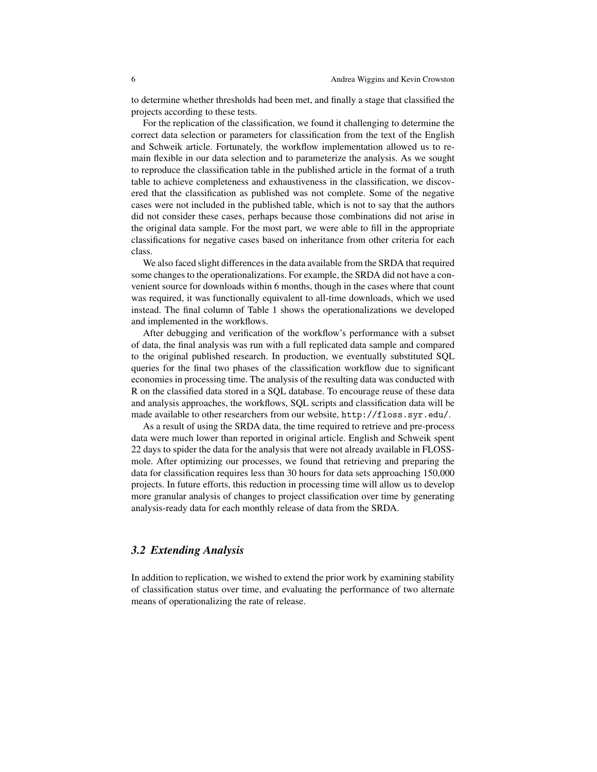to determine whether thresholds had been met, and finally a stage that classified the projects according to these tests.

For the replication of the classification, we found it challenging to determine the correct data selection or parameters for classification from the text of the English and Schweik article. Fortunately, the workflow implementation allowed us to remain flexible in our data selection and to parameterize the analysis. As we sought to reproduce the classification table in the published article in the format of a truth table to achieve completeness and exhaustiveness in the classification, we discovered that the classification as published was not complete. Some of the negative cases were not included in the published table, which is not to say that the authors did not consider these cases, perhaps because those combinations did not arise in the original data sample. For the most part, we were able to fill in the appropriate classifications for negative cases based on inheritance from other criteria for each class.

We also faced slight differences in the data available from the SRDA that required some changes to the operationalizations. For example, the SRDA did not have a convenient source for downloads within 6 months, though in the cases where that count was required, it was functionally equivalent to all-time downloads, which we used instead. The final column of Table 1 shows the operationalizations we developed and implemented in the workflows.

After debugging and verification of the workflow's performance with a subset of data, the final analysis was run with a full replicated data sample and compared to the original published research. In production, we eventually substituted SQL queries for the final two phases of the classification workflow due to significant economies in processing time. The analysis of the resulting data was conducted with R on the classified data stored in a SQL database. To encourage reuse of these data and analysis approaches, the workflows, SQL scripts and classification data will be made available to other researchers from our website, `http://floss.syr.edu/`.

As a result of using the SRDA data, the time required to retrieve and pre-process data were much lower than reported in original article. English and Schweik spent 22 days to spider the data for the analysis that were not already available in FLOSSmole. After optimizing our processes, we found that retrieving and preparing the data for classification requires less than 30 hours for data sets approaching 150,000 projects. In future efforts, this reduction in processing time will allow us to develop more granular analysis of changes to project classification over time by generating analysis-ready data for each monthly release of data from the SRDA.

### 3.2 Extending Analysis

In addition to replication, we wished to extend the prior work by examining stability of classification status over time, and evaluating the performance of two alternate means of operationalizing the rate of release.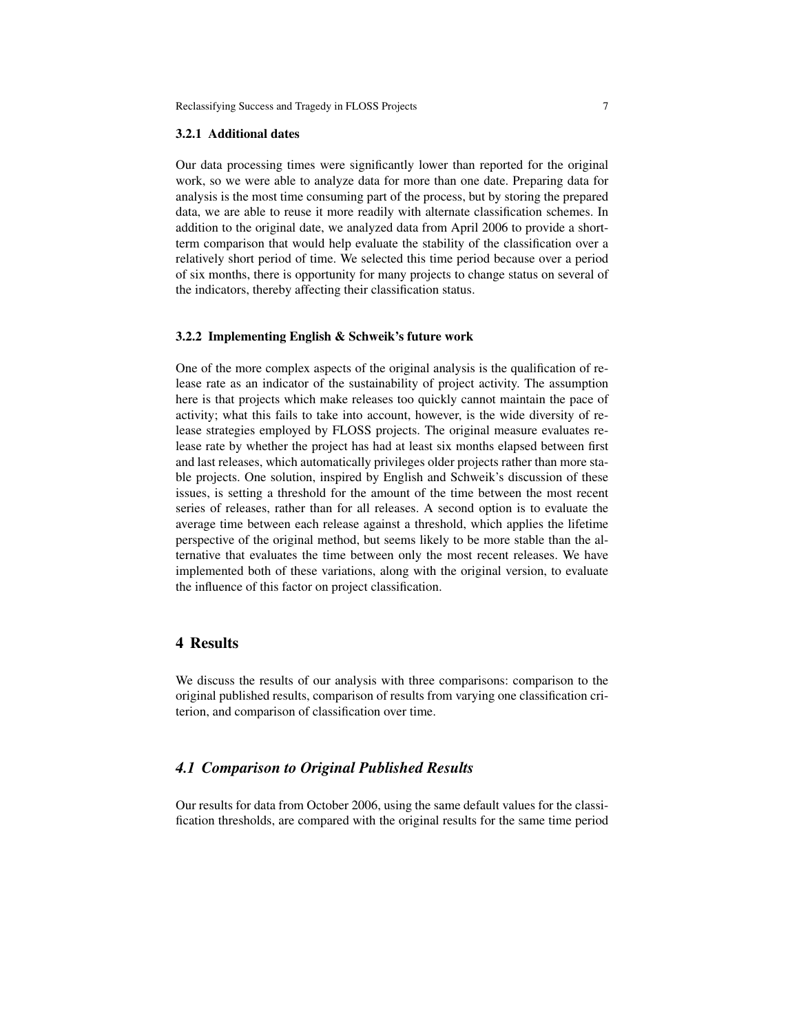#### 3.2.1 Additional dates

Our data processing times were significantly lower than reported for the original work, so we were able to analyze data for more than one date. Preparing data for analysis is the most time consuming part of the process, but by storing the prepared data, we are able to reuse it more readily with alternate classification schemes. In addition to the original date, we analyzed data from April 2006 to provide a short-term comparison that would help evaluate the stability of the classification over a relatively short period of time. We selected this time period because over a period of six months, there is opportunity for many projects to change status on several of the indicators, thereby affecting their classification status.

#### 3.2.2 Implementing English & Schweik's future work

One of the more complex aspects of the original analysis is the qualification of release rate as an indicator of the sustainability of project activity. The assumption here is that projects which make releases too quickly cannot maintain the pace of activity; what this fails to take into account, however, is the wide diversity of release strategies employed by FLOSS projects. The original measure evaluates release rate by whether the project has had at least six months elapsed between first and last releases, which automatically privileges older projects rather than more stable projects. One solution, inspired by English and Schweik's discussion of these issues, is setting a threshold for the amount of the time between the most recent series of releases, rather than for all releases. A second option is to evaluate the average time between each release against a threshold, which applies the lifetime perspective of the original method, but seems likely to be more stable than the alternative that evaluates the time between only the most recent releases. We have implemented both of these variations, along with the original version, to evaluate the influence of this factor on project classification.

## 4 Results

We discuss the results of our analysis with three comparisons: comparison to the original published results, comparison of results from varying one classification criterion, and comparison of classification over time.

### *4.1 Comparison to Original Published Results*

Our results for data from October 2006, using the same default values for the classification thresholds, are compared with the original results for the same time period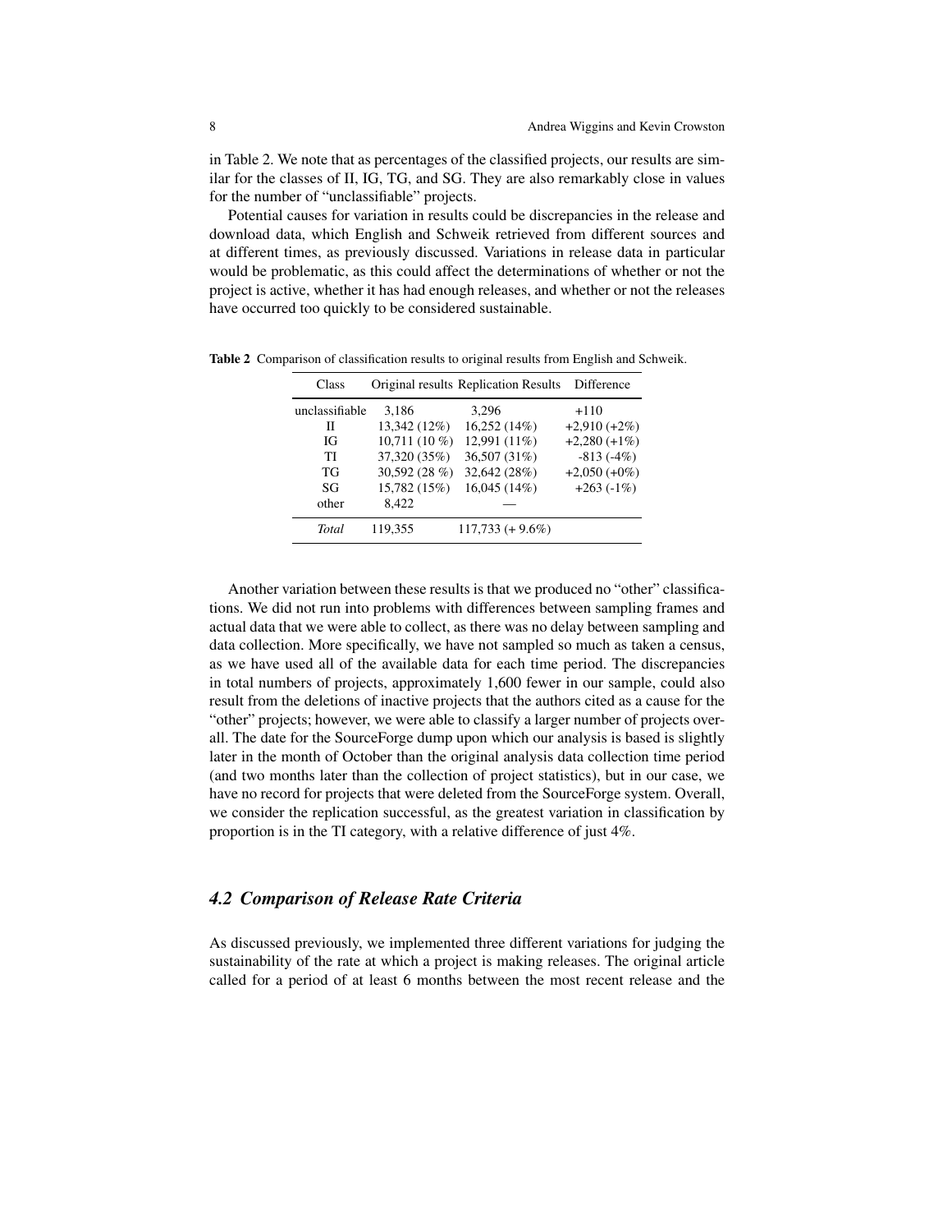in Table 2. We note that as percentages of the classified projects, our results are similar for the classes of II, IG, TG, and SG. They are also remarkably close in values for the number of "unclassifiable" projects.

Potential causes for variation in results could be discrepancies in the release and download data, which English and Schweik retrieved from different sources and at different times, as previously discussed. Variations in release data in particular would be problematic, as this could affect the determinations of whether or not the project is active, whether it has had enough releases, and whether or not the releases have occurred too quickly to be considered sustainable.

**Table 2** Comparison of classification results to original results from English and Schweik.

| Class | Original results | Replication Results | Difference |
|---|---|---|---|
| unclassifiable | 3,186 | 3,296 | +110 |
| II | 13,342 (12%) | 16,252 (14%) | +2,910 (+2%) |
| IG | 10,711 (10 %) | 12,991 (11%) | +2,280 (+1%) |
| TI | 37,320 (35%) | 36,507 (31%) | -813 (-4%) |
| TG | 30,592 (28 %) | 32,642 (28%) | +2,050 (+0%) |
| SG | 15,782 (15%) | 16,045 (14%) | +263 (-1%) |
| other | 8,422 | — | |
| *Total* | 119,355 | 117,733 (+ 9.6%) | |

Another variation between these results is that we produced no "other" classifications. We did not run into problems with differences between sampling frames and actual data that we were able to collect, as there was no delay between sampling and data collection. More specifically, we have not sampled so much as taken a census, as we have used all of the available data for each time period. The discrepancies in total numbers of projects, approximately 1,600 fewer in our sample, could also result from the deletions of inactive projects that the authors cited as a cause for the "other" projects; however, we were able to classify a larger number of projects overall. The date for the SourceForge dump upon which our analysis is based is slightly later in the month of October than the original analysis data collection time period (and two months later than the collection of project statistics), but in our case, we have no record for projects that were deleted from the SourceForge system. Overall, we consider the replication successful, as the greatest variation in classification by proportion is in the TI category, with a relative difference of just 4%.

### *4.2 Comparison of Release Rate Criteria*

As discussed previously, we implemented three different variations for judging the sustainability of the rate at which a project is making releases. The original article called for a period of at least 6 months between the most recent release and the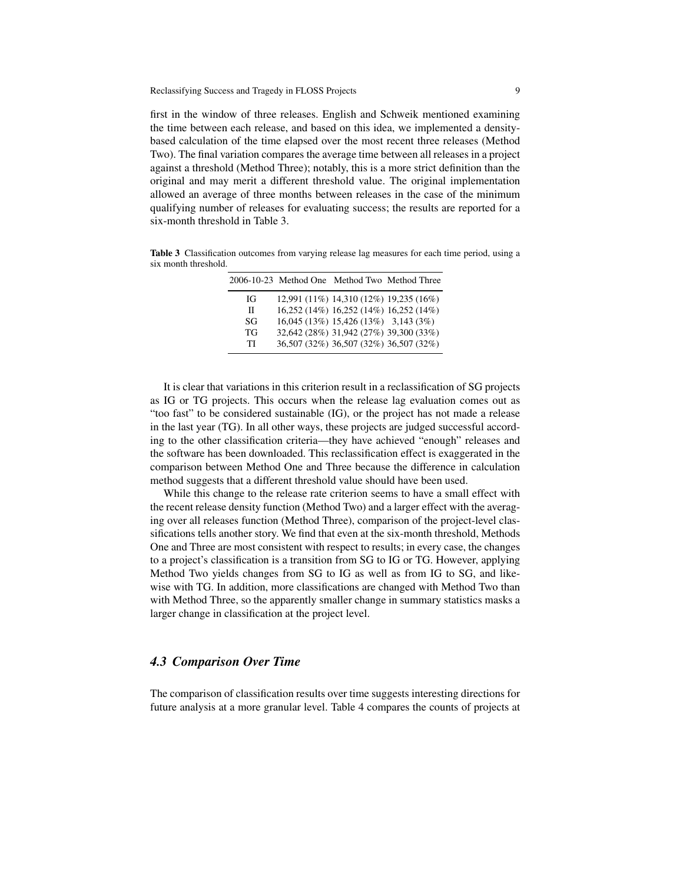first in the window of three releases. English and Schweik mentioned examining the time between each release, and based on this idea, we implemented a density-based calculation of the time elapsed over the most recent three releases (Method Two). The final variation compares the average time between all releases in a project against a threshold (Method Three); notably, this is a more strict definition than the original and may merit a different threshold value. The original implementation allowed an average of three months between releases in the case of the minimum qualifying number of releases for evaluating success; the results are reported for a six-month threshold in Table 3.

**Table 3** Classification outcomes from varying release lag measures for each time period, using a six month threshold.

| 2006-10-23 | Method One | Method Two | Method Three |
|---|---|---|---|
| IG | 12,991 (11%) | 14,310 (12%) | 19,235 (16%) |
| II | 16,252 (14%) | 16,252 (14%) | 16,252 (14%) |
| SG | 16,045 (13%) | 15,426 (13%) | 3,143 (3%) |
| TG | 32,642 (28%) | 31,942 (27%) | 39,300 (33%) |
| TI | 36,507 (32%) | 36,507 (32%) | 36,507 (32%) |

It is clear that variations in this criterion result in a reclassification of SG projects as IG or TG projects. This occurs when the release lag evaluation comes out as "too fast" to be considered sustainable (IG), or the project has not made a release in the last year (TG). In all other ways, these projects are judged successful according to the other classification criteria—they have achieved "enough" releases and the software has been downloaded. This reclassification effect is exaggerated in the comparison between Method One and Three because the difference in calculation method suggests that a different threshold value should have been used.

While this change to the release rate criterion seems to have a small effect with the recent release density function (Method Two) and a larger effect with the averaging over all releases function (Method Three), comparison of the project-level classifications tells another story. We find that even at the six-month threshold, Methods One and Three are most consistent with respect to results; in every case, the changes to a project's classification is a transition from SG to IG or TG. However, applying Method Two yields changes from SG to IG as well as from IG to SG, and likewise with TG. In addition, more classifications are changed with Method Two than with Method Three, so the apparently smaller change in summary statistics masks a larger change in classification at the project level.

### *4.3 Comparison Over Time*

The comparison of classification results over time suggests interesting directions for future analysis at a more granular level. Table 4 compares the counts of projects at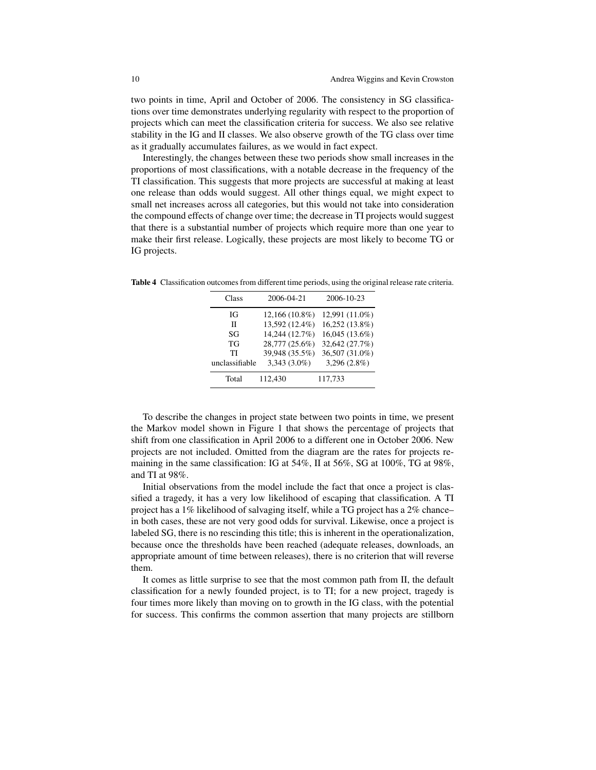two points in time, April and October of 2006. The consistency in SG classifications over time demonstrates underlying regularity with respect to the proportion of projects which can meet the classification criteria for success. We also see relative stability in the IG and II classes. We also observe growth of the TG class over time as it gradually accumulates failures, as we would in fact expect.

Interestingly, the changes between these two periods show small increases in the proportions of most classifications, with a notable decrease in the frequency of the TI classification. This suggests that more projects are successful at making at least one release than odds would suggest. All other things equal, we might expect to small net increases across all categories, but this would not take into consideration the compound effects of change over time; the decrease in TI projects would suggest that there is a substantial number of projects which require more than one year to make their first release. Logically, these projects are most likely to become TG or IG projects.

**Table 4** Classification outcomes from different time periods, using the original release rate criteria.

| Class | 2006-04-21 | 2006-10-23 |
|---|---|---|
| IG | 12,166 (10.8%) | 12,991 (11.0%) |
| II | 13,592 (12.4%) | 16,252 (13.8%) |
| SG | 14,244 (12.7%) | 16,045 (13.6%) |
| TG | 28,777 (25.6%) | 32,642 (27.7%) |
| TI | 39,948 (35.5%) | 36,507 (31.0%) |
| unclassifiable | 3,343 (3.0%) | 3,296 (2.8%) |
| Total | 112,430 | 117,733 |

To describe the changes in project state between two points in time, we present the Markov model shown in Figure 1 that shows the percentage of projects that shift from one classification in April 2006 to a different one in October 2006. New projects are not included. Omitted from the diagram are the rates for projects remaining in the same classification: IG at 54%, II at 56%, SG at 100%, TG at 98%, and TI at 98%.

Initial observations from the model include the fact that once a project is classified a tragedy, it has a very low likelihood of escaping that classification. A TI project has a 1% likelihood of salvaging itself, while a TG project has a 2% chance– in both cases, these are not very good odds for survival. Likewise, once a project is labeled SG, there is no rescinding this title; this is inherent in the operationalization, because once the thresholds have been reached (adequate releases, downloads, an appropriate amount of time between releases), there is no criterion that will reverse them.

It comes as little surprise to see that the most common path from II, the default classification for a newly founded project, is to TI; for a new project, tragedy is four times more likely than moving on to growth in the IG class, with the potential for success. This confirms the common assertion that many projects are stillborn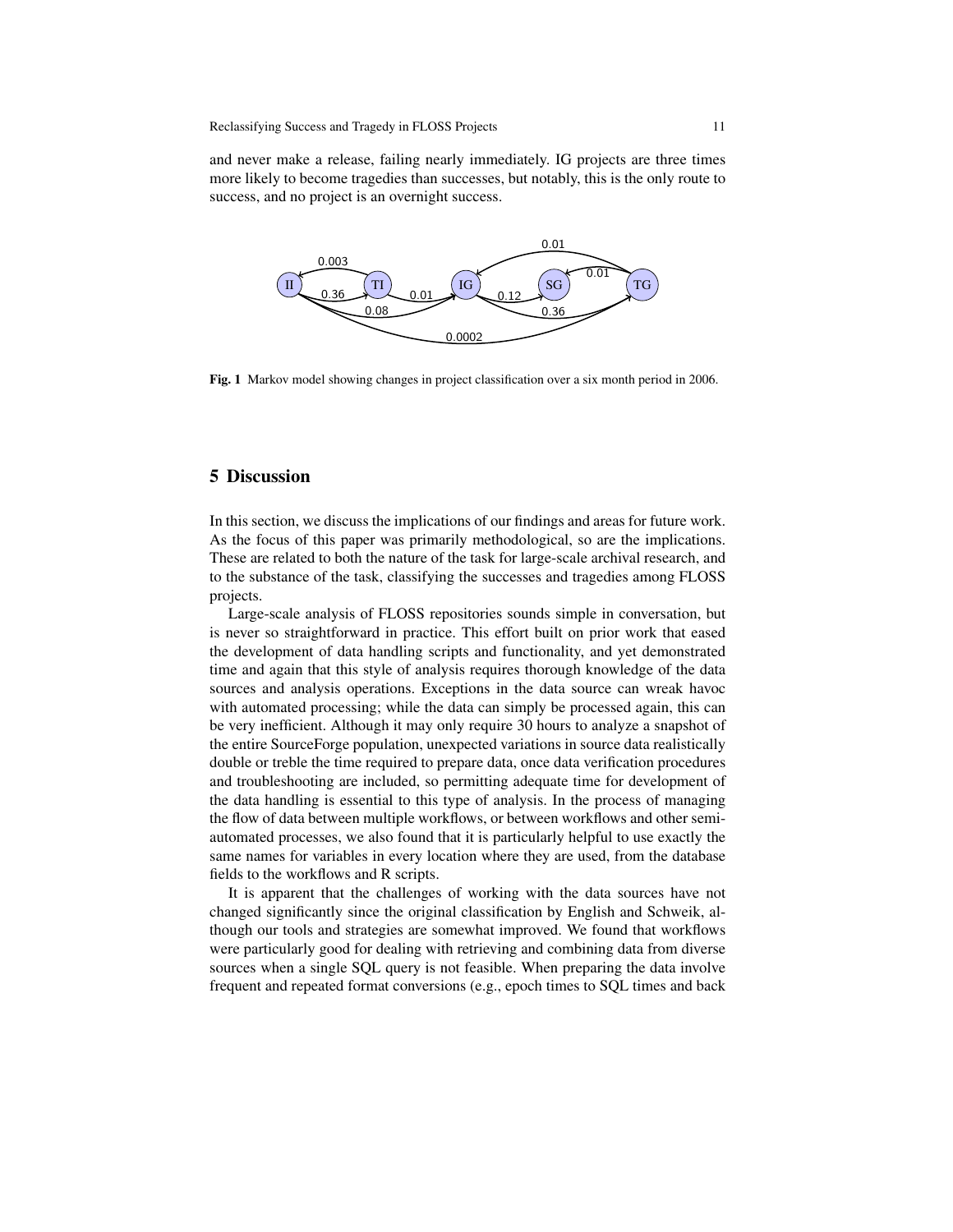and never make a release, failing nearly immediately. IG projects are three times more likely to become tragedies than successes, but notably, this is the only route to success, and no project is an overnight success.

0.01
0.003
0.01
II
0.36
TI
0.01
IG
0.12
SG
TG
0.08
0.36
0.0002

**Fig. 1** Markov model showing changes in project classification over a six month period in 2006.

## 5 Discussion

In this section, we discuss the implications of our findings and areas for future work. As the focus of this paper was primarily methodological, so are the implications. These are related to both the nature of the task for large-scale archival research, and to the substance of the task, classifying the successes and tragedies among FLOSS projects.

Large-scale analysis of FLOSS repositories sounds simple in conversation, but is never so straightforward in practice. This effort built on prior work that eased the development of data handling scripts and functionality, and yet demonstrated time and again that this style of analysis requires thorough knowledge of the data sources and analysis operations. Exceptions in the data source can wreak havoc with automated processing; while the data can simply be processed again, this can be very inefficient. Although it may only require 30 hours to analyze a snapshot of the entire SourceForge population, unexpected variations in source data realistically double or treble the time required to prepare data, once data verification procedures and troubleshooting are included, so permitting adequate time for development of the data handling is essential to this type of analysis. In the process of managing the flow of data between multiple workflows, or between workflows and other semi-automated processes, we also found that it is particularly helpful to use exactly the same names for variables in every location where they are used, from the database fields to the workflows and R scripts.

It is apparent that the challenges of working with the data sources have not changed significantly since the original classification by English and Schweik, although our tools and strategies are somewhat improved. We found that workflows were particularly good for dealing with retrieving and combining data from diverse sources when a single SQL query is not feasible. When preparing the data involve frequent and repeated format conversions (e.g., epoch times to SQL times and back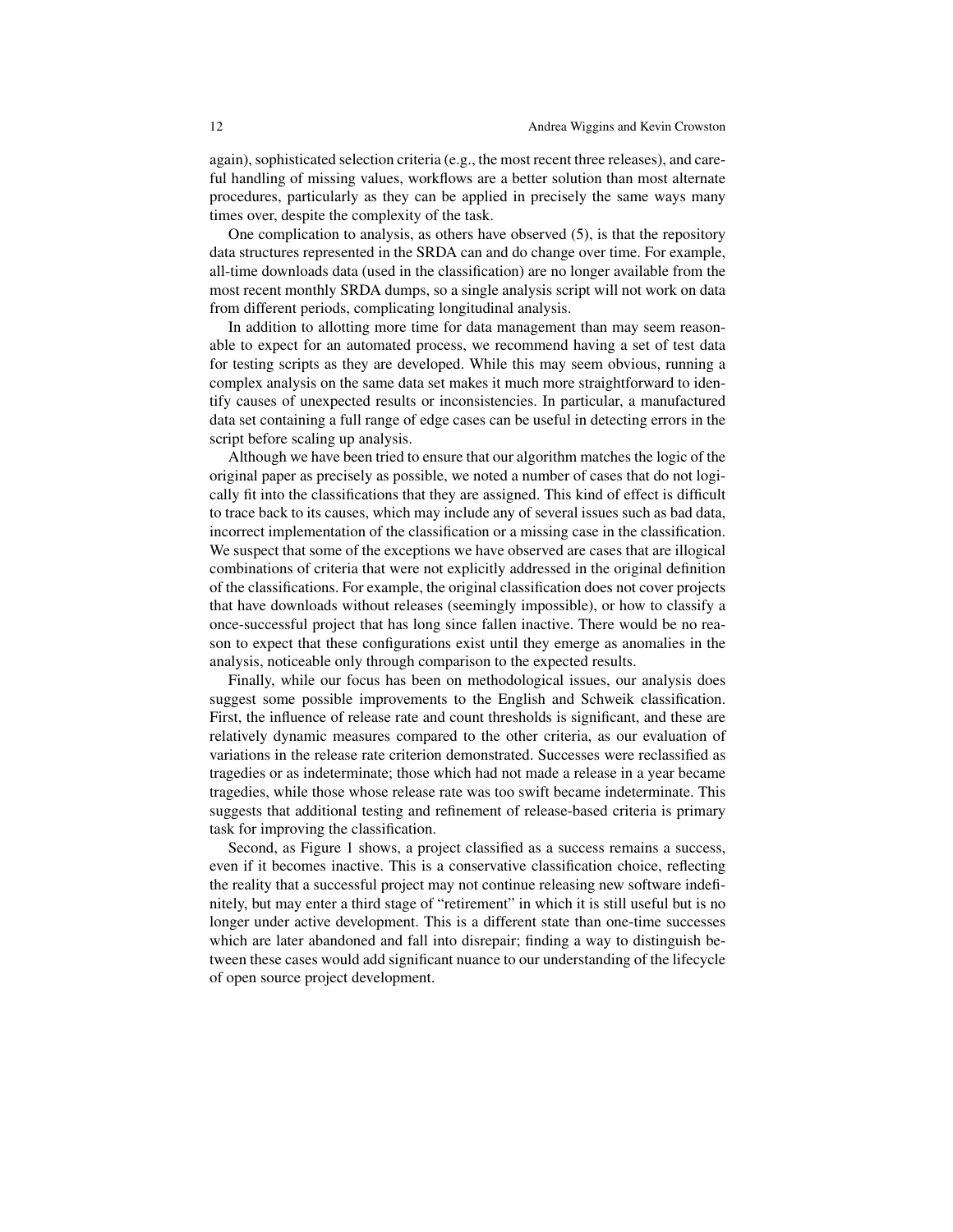again), sophisticated selection criteria (e.g., the most recent three releases), and careful handling of missing values, workflows are a better solution than most alternate procedures, particularly as they can be applied in precisely the same ways many times over, despite the complexity of the task.

One complication to analysis, as others have observed (5), is that the repository data structures represented in the SRDA can and do change over time. For example, all-time downloads data (used in the classification) are no longer available from the most recent monthly SRDA dumps, so a single analysis script will not work on data from different periods, complicating longitudinal analysis.

In addition to allotting more time for data management than may seem reasonable to expect for an automated process, we recommend having a set of test data for testing scripts as they are developed. While this may seem obvious, running a complex analysis on the same data set makes it much more straightforward to identify causes of unexpected results or inconsistencies. In particular, a manufactured data set containing a full range of edge cases can be useful in detecting errors in the script before scaling up analysis.

Although we have been tried to ensure that our algorithm matches the logic of the original paper as precisely as possible, we noted a number of cases that do not logically fit into the classifications that they are assigned. This kind of effect is difficult to trace back to its causes, which may include any of several issues such as bad data, incorrect implementation of the classification or a missing case in the classification. We suspect that some of the exceptions we have observed are cases that are illogical combinations of criteria that were not explicitly addressed in the original definition of the classifications. For example, the original classification does not cover projects that have downloads without releases (seemingly impossible), or how to classify a once-successful project that has long since fallen inactive. There would be no reason to expect that these configurations exist until they emerge as anomalies in the analysis, noticeable only through comparison to the expected results.

Finally, while our focus has been on methodological issues, our analysis does suggest some possible improvements to the English and Schweik classification. First, the influence of release rate and count thresholds is significant, and these are relatively dynamic measures compared to the other criteria, as our evaluation of variations in the release rate criterion demonstrated. Successes were reclassified as tragedies or as indeterminate; those which had not made a release in a year became tragedies, while those whose release rate was too swift became indeterminate. This suggests that additional testing and refinement of release-based criteria is primary task for improving the classification.

Second, as Figure 1 shows, a project classified as a success remains a success, even if it becomes inactive. This is a conservative classification choice, reflecting the reality that a successful project may not continue releasing new software indefinitely, but may enter a third stage of "retirement" in which it is still useful but is no longer under active development. This is a different state than one-time successes which are later abandoned and fall into disrepair; finding a way to distinguish between these cases would add significant nuance to our understanding of the lifecycle of open source project development.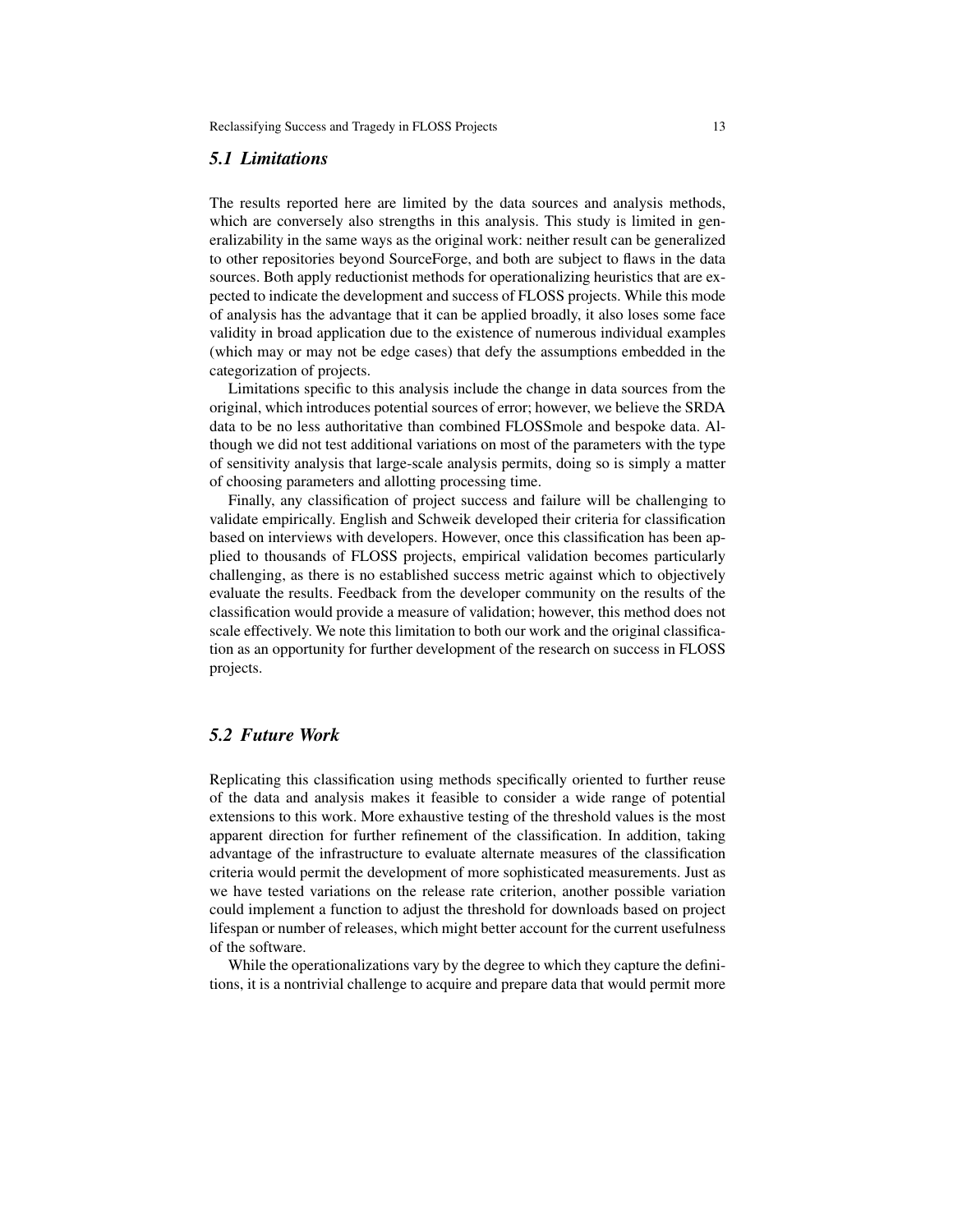### 5.1 Limitations

The results reported here are limited by the data sources and analysis methods, which are conversely also strengths in this analysis. This study is limited in generalizability in the same ways as the original work: neither result can be generalized to other repositories beyond SourceForge, and both are subject to flaws in the data sources. Both apply reductionist methods for operationalizing heuristics that are expected to indicate the development and success of FLOSS projects. While this mode of analysis has the advantage that it can be applied broadly, it also loses some face validity in broad application due to the existence of numerous individual examples (which may or may not be edge cases) that defy the assumptions embedded in the categorization of projects.

Limitations specific to this analysis include the change in data sources from the original, which introduces potential sources of error; however, we believe the SRDA data to be no less authoritative than combined FLOSSmole and bespoke data. Although we did not test additional variations on most of the parameters with the type of sensitivity analysis that large-scale analysis permits, doing so is simply a matter of choosing parameters and allotting processing time.

Finally, any classification of project success and failure will be challenging to validate empirically. English and Schweik developed their criteria for classification based on interviews with developers. However, once this classification has been applied to thousands of FLOSS projects, empirical validation becomes particularly challenging, as there is no established success metric against which to objectively evaluate the results. Feedback from the developer community on the results of the classification would provide a measure of validation; however, this method does not scale effectively. We note this limitation to both our work and the original classification as an opportunity for further development of the research on success in FLOSS projects.

### 5.2 Future Work

Replicating this classification using methods specifically oriented to further reuse of the data and analysis makes it feasible to consider a wide range of potential extensions to this work. More exhaustive testing of the threshold values is the most apparent direction for further refinement of the classification. In addition, taking advantage of the infrastructure to evaluate alternate measures of the classification criteria would permit the development of more sophisticated measurements. Just as we have tested variations on the release rate criterion, another possible variation could implement a function to adjust the threshold for downloads based on project lifespan or number of releases, which might better account for the current usefulness of the software.

While the operationalizations vary by the degree to which they capture the definitions, it is a nontrivial challenge to acquire and prepare data that would permit more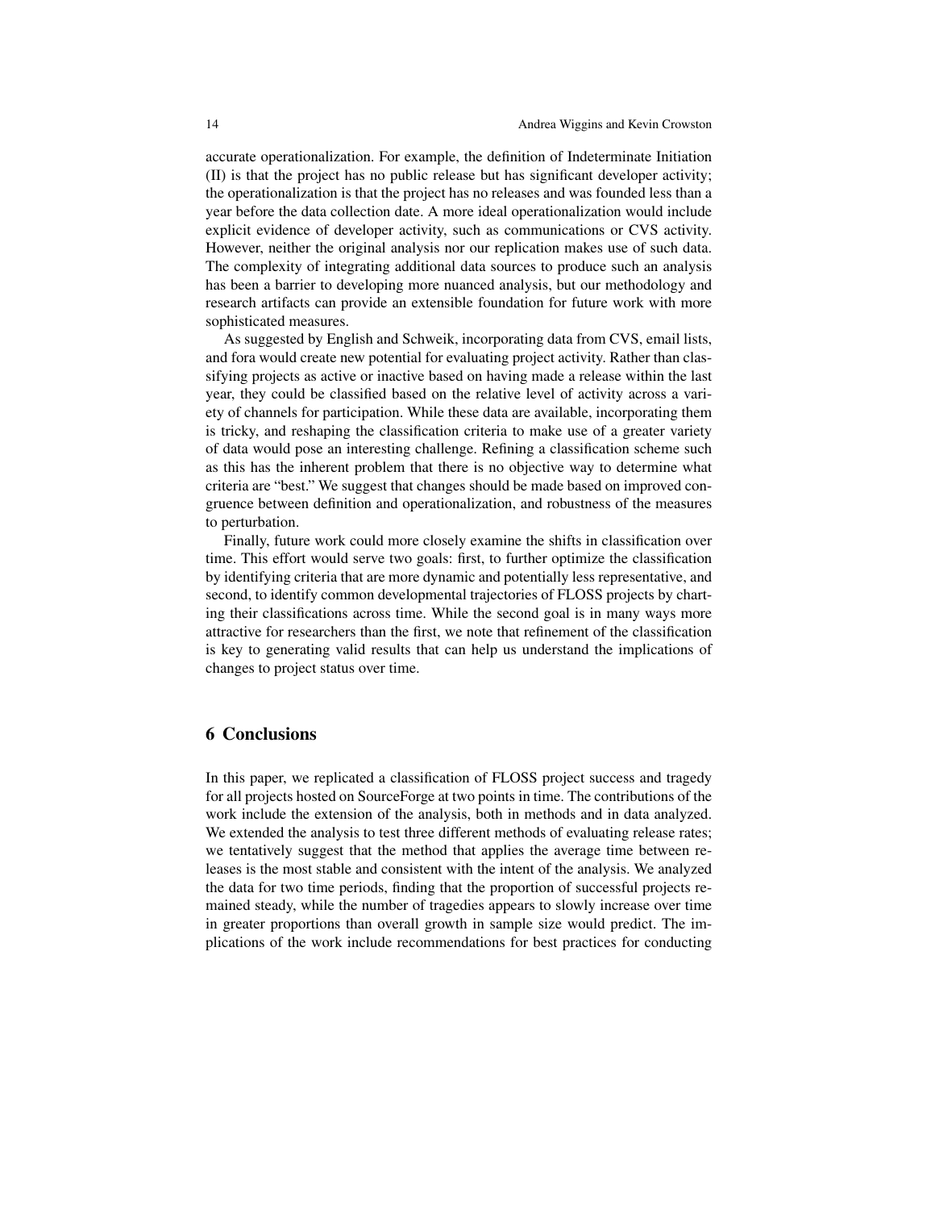accurate operationalization. For example, the definition of Indeterminate Initiation (II) is that the project has no public release but has significant developer activity; the operationalization is that the project has no releases and was founded less than a year before the data collection date. A more ideal operationalization would include explicit evidence of developer activity, such as communications or CVS activity. However, neither the original analysis nor our replication makes use of such data. The complexity of integrating additional data sources to produce such an analysis has been a barrier to developing more nuanced analysis, but our methodology and research artifacts can provide an extensible foundation for future work with more sophisticated measures.

As suggested by English and Schweik, incorporating data from CVS, email lists, and fora would create new potential for evaluating project activity. Rather than classifying projects as active or inactive based on having made a release within the last year, they could be classified based on the relative level of activity across a variety of channels for participation. While these data are available, incorporating them is tricky, and reshaping the classification criteria to make use of a greater variety of data would pose an interesting challenge. Refining a classification scheme such as this has the inherent problem that there is no objective way to determine what criteria are "best." We suggest that changes should be made based on improved congruence between definition and operationalization, and robustness of the measures to perturbation.

Finally, future work could more closely examine the shifts in classification over time. This effort would serve two goals: first, to further optimize the classification by identifying criteria that are more dynamic and potentially less representative, and second, to identify common developmental trajectories of FLOSS projects by charting their classifications across time. While the second goal is in many ways more attractive for researchers than the first, we note that refinement of the classification is key to generating valid results that can help us understand the implications of changes to project status over time.

## 6 Conclusions

In this paper, we replicated a classification of FLOSS project success and tragedy for all projects hosted on SourceForge at two points in time. The contributions of the work include the extension of the analysis, both in methods and in data analyzed. We extended the analysis to test three different methods of evaluating release rates; we tentatively suggest that the method that applies the average time between releases is the most stable and consistent with the intent of the analysis. We analyzed the data for two time periods, finding that the proportion of successful projects remained steady, while the number of tragedies appears to slowly increase over time in greater proportions than overall growth in sample size would predict. The implications of the work include recommendations for best practices for conducting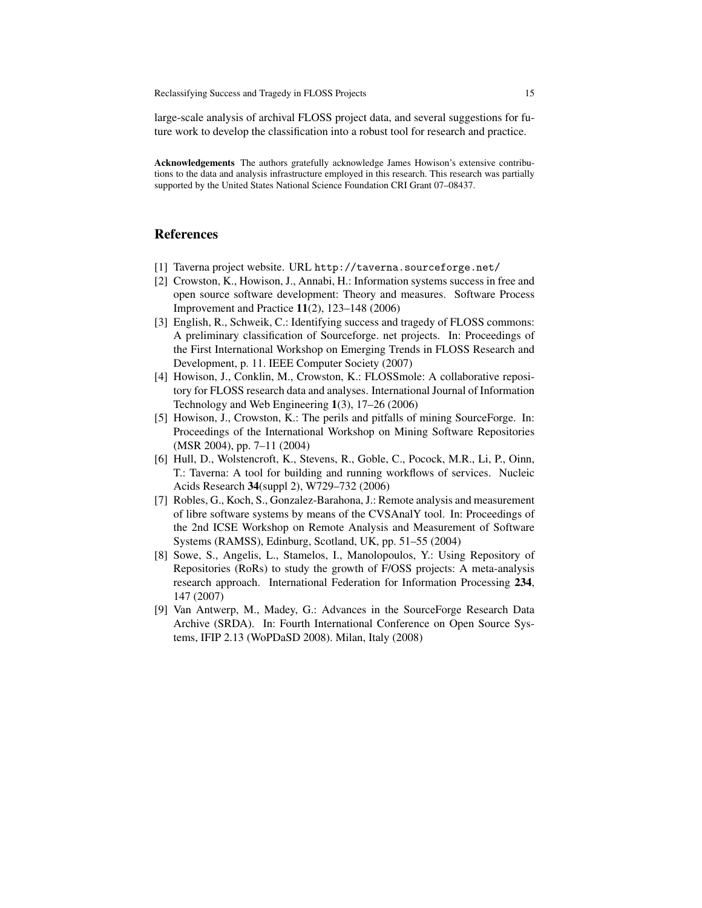large-scale analysis of archival FLOSS project data, and several suggestions for future work to develop the classification into a robust tool for research and practice.

**Acknowledgements** The authors gratefully acknowledge James Howison's extensive contributions to the data and analysis infrastructure employed in this research. This research was partially supported by the United States National Science Foundation CRI Grant 07–08437.

## References

[1] Taverna project website. URL `http://taverna.sourceforge.net/`

[2] Crowston, K., Howison, J., Annabi, H.: Information systems success in free and open source software development: Theory and measures. Software Process Improvement and Practice **11**(2), 123–148 (2006)

[3] English, R., Schweik, C.: Identifying success and tragedy of FLOSS commons: A preliminary classification of Sourceforge. net projects. In: Proceedings of the First International Workshop on Emerging Trends in FLOSS Research and Development, p. 11. IEEE Computer Society (2007)

[4] Howison, J., Conklin, M., Crowston, K.: FLOSSmole: A collaborative repository for FLOSS research data and analyses. International Journal of Information Technology and Web Engineering **1**(3), 17–26 (2006)

[5] Howison, J., Crowston, K.: The perils and pitfalls of mining SourceForge. In: Proceedings of the International Workshop on Mining Software Repositories (MSR 2004), pp. 7–11 (2004)

[6] Hull, D., Wolstencroft, K., Stevens, R., Goble, C., Pocock, M.R., Li, P., Oinn, T.: Taverna: A tool for building and running workflows of services. Nucleic Acids Research **34**(suppl 2), W729–732 (2006)

[7] Robles, G., Koch, S., Gonzalez-Barahona, J.: Remote analysis and measurement of libre software systems by means of the CVSAnalY tool. In: Proceedings of the 2nd ICSE Workshop on Remote Analysis and Measurement of Software Systems (RAMSS), Edinburg, Scotland, UK, pp. 51–55 (2004)

[8] Sowe, S., Angelis, L., Stamelos, I., Manolopoulos, Y.: Using Repository of Repositories (RoRs) to study the growth of F/OSS projects: A meta-analysis research approach. International Federation for Information Processing **234**, 147 (2007)

[9] Van Antwerp, M., Madey, G.: Advances in the SourceForge Research Data Archive (SRDA). In: Fourth International Conference on Open Source Systems, IFIP 2.13 (WoPDaSD 2008). Milan, Italy (2008)